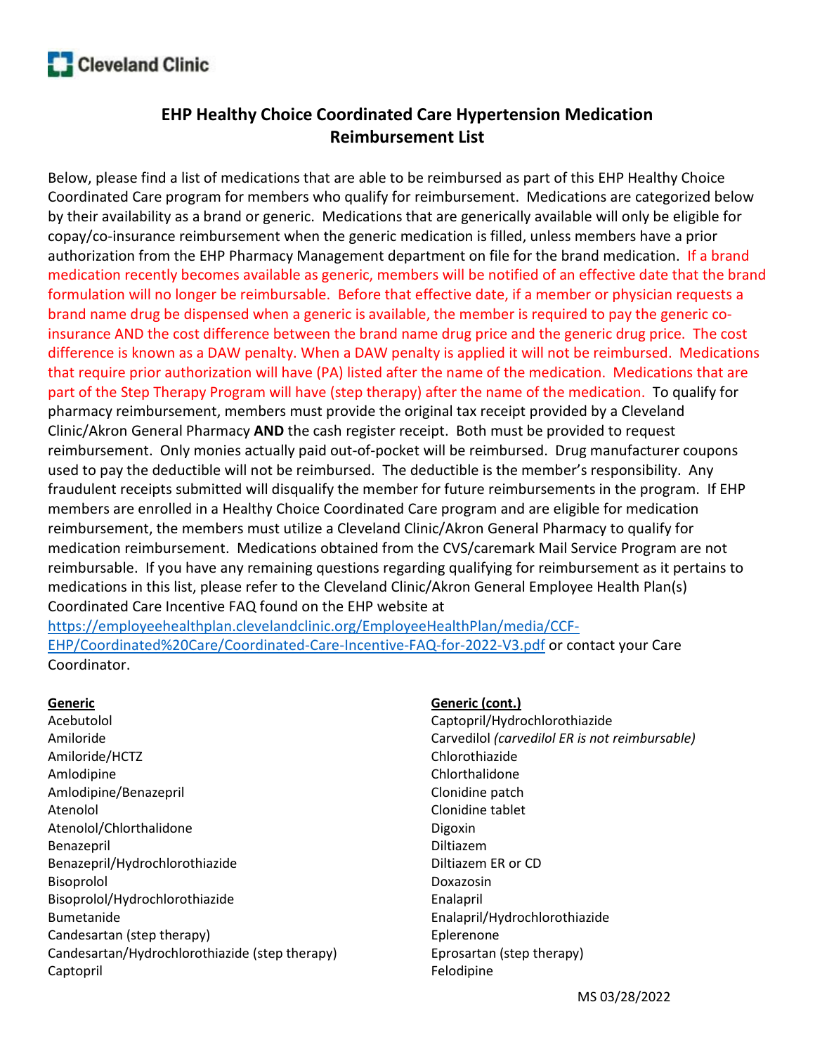Cleveland Clinic

# EHP Healthy Choice Coordinated Care Hypertension Medication Reimbursement List

Below, please find a list of medications that are able to be reimbursed as part of this EHP Healthy Choice Coordinated Care program for members who qualify for reimbursement. Medications are categorized below by their availability as a brand or generic. Medications that are generically available will only be eligible for copay/co-insurance reimbursement when the generic medication is filled, unless members have a prior authorization from the EHP Pharmacy Management department on file for the brand medication. If a brand medication recently becomes available as generic, members will be notified of an effective date that the brand formulation will no longer be reimbursable. Before that effective date, if a member or physician requests a brand name drug be dispensed when a generic is available, the member is required to pay the generic co-insurance AND the cost difference between the brand name drug price and the generic drug price. The cost difference is known as a DAW penalty. When a DAW penalty is applied it will not be reimbursed. Medications that require prior authorization will have (PA) listed after the name of the medication. Medications that are part of the Step Therapy Program will have (step therapy) after the name of the medication. To qualify for pharmacy reimbursement, members must provide the original tax receipt provided by a Cleveland Clinic/Akron General Pharmacy **AND** the cash register receipt. Both must be provided to request reimbursement. Only monies actually paid out-of-pocket will be reimbursed. Drug manufacturer coupons used to pay the deductible will not be reimbursed. The deductible is the member's responsibility. Any fraudulent receipts submitted will disqualify the member for future reimbursements in the program. If EHP members are enrolled in a Healthy Choice Coordinated Care program and are eligible for medication reimbursement, the members must utilize a Cleveland Clinic/Akron General Pharmacy to qualify for medication reimbursement. Medications obtained from the CVS/caremark Mail Service Program are not reimbursable. If you have any remaining questions regarding qualifying for reimbursement as it pertains to medications in this list, please refer to the Cleveland Clinic/Akron General Employee Health Plan(s) Coordinated Care Incentive FAQ found on the EHP website at https://employeehealthplan.clevelandclinic.org/EmployeeHealthPlan/media/CCF-EHP/Coordinated%20Care/Coordinated-Care-Incentive-FAQ-for-2022-V3.pdf or contact your Care Coordinator.

**Generic**

Acebutolol
Amiloride
Amiloride/HCTZ
Amlodipine
Amlodipine/Benazepril
Atenolol
Atenolol/Chlorthalidone
Benazepril
Benazepril/Hydrochlorothiazide
Bisoprolol
Bisoprolol/Hydrochlorothiazide
Bumetanide
Candesartan (step therapy)
Candesartan/Hydrochlorothiazide (step therapy)
Captopril

**Generic (cont.)**

Captopril/Hydrochlorothiazide
Carvedilol *(carvedilol ER is not reimbursable)*
Chlorothiazide
Chlorthalidone
Clonidine patch
Clonidine tablet
Digoxin
Diltiazem
Diltiazem ER or CD
Doxazosin
Enalapril
Enalapril/Hydrochlorothiazide
Eplerenone
Eprosartan (step therapy)
Felodipine

MS 03/28/2022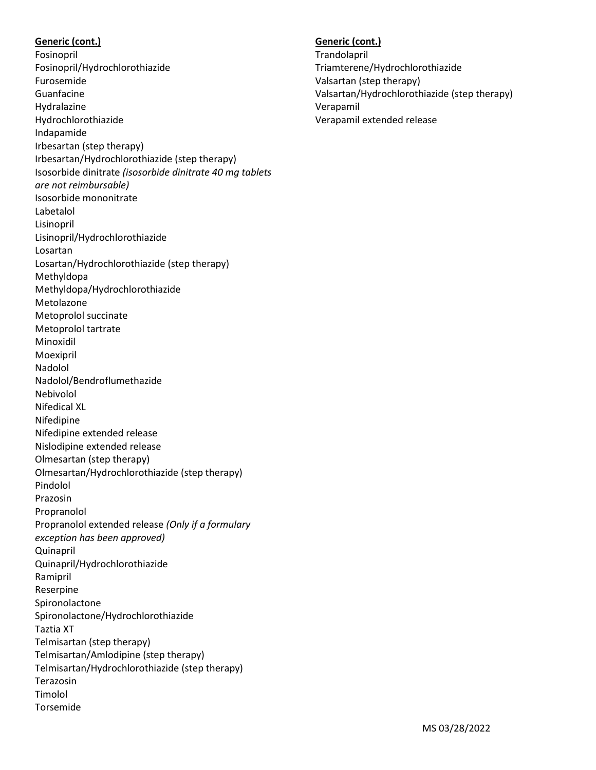**Generic (cont.)**

Fosinopril
Fosinopril/Hydrochlorothiazide
Furosemide
Guanfacine
Hydralazine
Hydrochlorothiazide
Indapamide
Irbesartan (step therapy)
Irbesartan/Hydrochlorothiazide (step therapy)
Isosorbide dinitrate *(isosorbide dinitrate 40 mg tablets are not reimbursable)*
Isosorbide mononitrate
Labetalol
Lisinopril
Lisinopril/Hydrochlorothiazide
Losartan
Losartan/Hydrochlorothiazide (step therapy)
Methyldopa
Methyldopa/Hydrochlorothiazide
Metolazone
Metoprolol succinate
Metoprolol tartrate
Minoxidil
Moexipril
Nadolol
Nadolol/Bendroflumethazide
Nebivolol
Nifedical XL
Nifedipine
Nifedipine extended release
Nislodipine extended release
Olmesartan (step therapy)
Olmesartan/Hydrochlorothiazide (step therapy)
Pindolol
Prazosin
Propranolol
Propranolol extended release *(Only if a formulary exception has been approved)*
Quinapril
Quinapril/Hydrochlorothiazide
Ramipril
Reserpine
Spironolactone
Spironolactone/Hydrochlorothiazide
Taztia XT
Telmisartan (step therapy)
Telmisartan/Amlodipine (step therapy)
Telmisartan/Hydrochlorothiazide (step therapy)
Terazosin
Timolol
Torsemide

**Generic (cont.)**

Trandolapril
Triamterene/Hydrochlorothiazide
Valsartan (step therapy)
Valsartan/Hydrochlorothiazide (step therapy)
Verapamil
Verapamil extended release

MS 03/28/2022